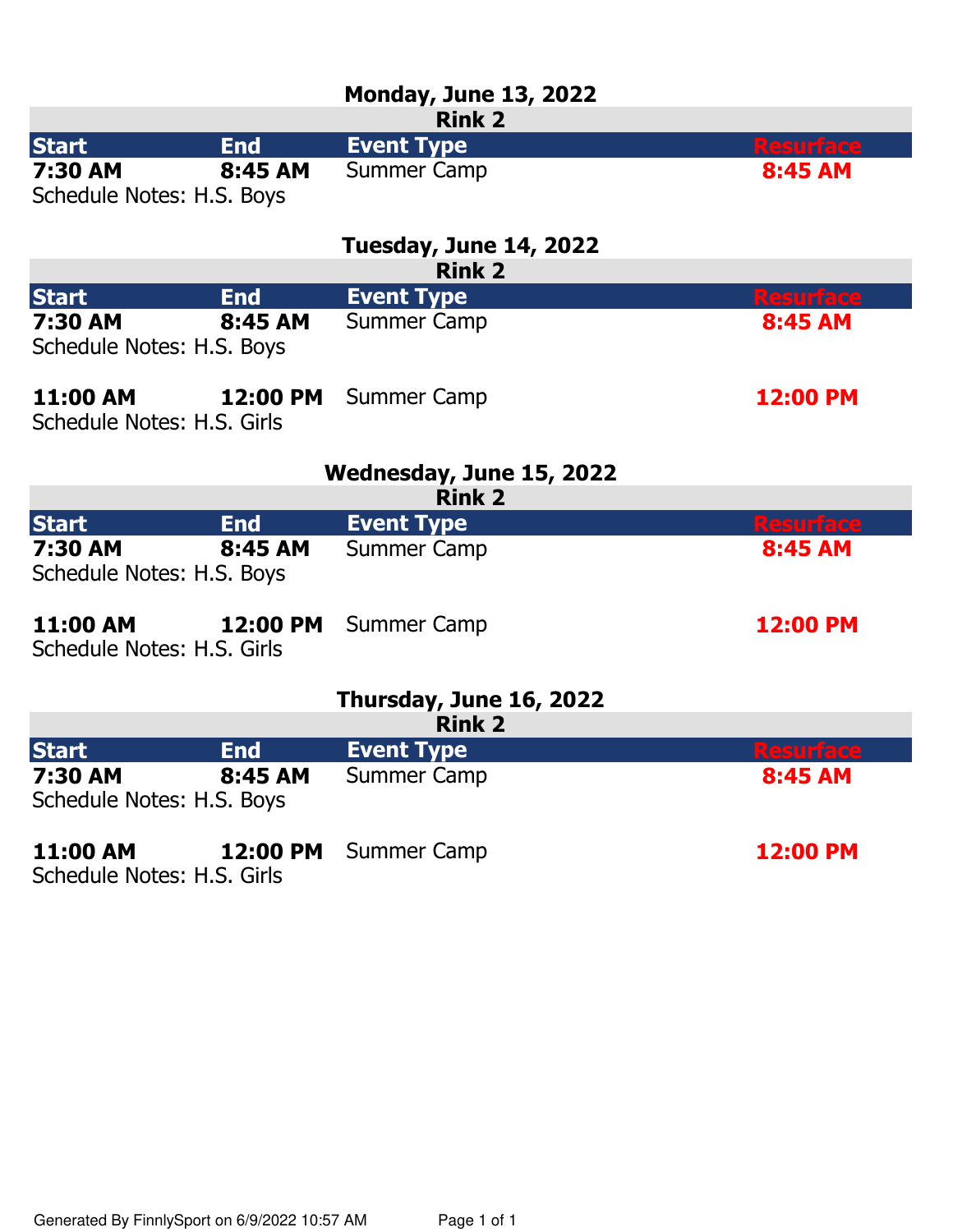## Monday, June 13, 2022

### Rink 2

| Start | End | Event Type | Resurface |
|---|---|---|---|
| **7:30 AM** | **8:45 AM** | Summer Camp | **8:45 AM** |

Schedule Notes: H.S. Boys

## Tuesday, June 14, 2022

### Rink 2

| Start | End | Event Type | Resurface |
|---|---|---|---|
| **7:30 AM** | **8:45 AM** | Summer Camp | **8:45 AM** |

Schedule Notes: H.S. Boys

| Start | End | Event Type | Resurface |
|---|---|---|---|
| **11:00 AM** | **12:00 PM** | Summer Camp | **12:00 PM** |

Schedule Notes: H.S. Girls

## Wednesday, June 15, 2022

### Rink 2

| Start | End | Event Type | Resurface |
|---|---|---|---|
| **7:30 AM** | **8:45 AM** | Summer Camp | **8:45 AM** |

Schedule Notes: H.S. Boys

| Start | End | Event Type | Resurface |
|---|---|---|---|
| **11:00 AM** | **12:00 PM** | Summer Camp | **12:00 PM** |

Schedule Notes: H.S. Girls

## Thursday, June 16, 2022

### Rink 2

| Start | End | Event Type | Resurface |
|---|---|---|---|
| **7:30 AM** | **8:45 AM** | Summer Camp | **8:45 AM** |

Schedule Notes: H.S. Boys

| Start | End | Event Type | Resurface |
|---|---|---|---|
| **11:00 AM** | **12:00 PM** | Summer Camp | **12:00 PM** |

Schedule Notes: H.S. Girls

Generated By FinnlySport on 6/9/2022 10:57 AM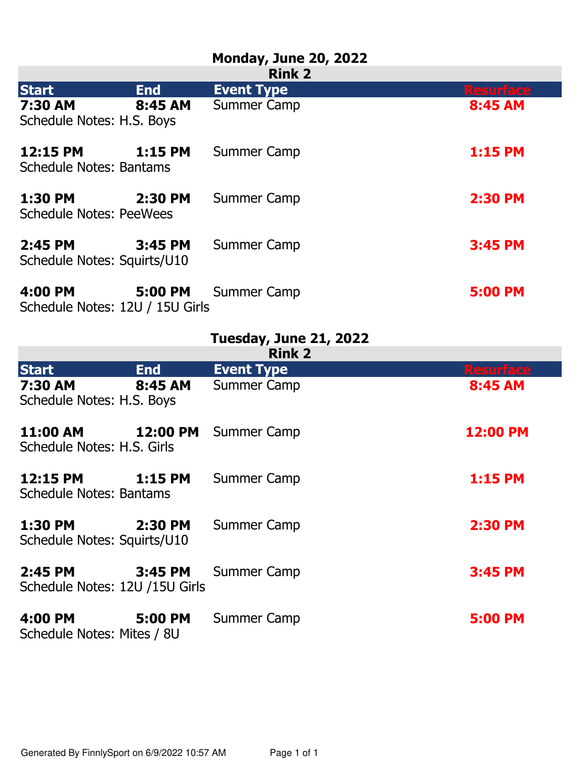## Monday, June 20, 2022

### Rink 2

| Start | End | Event Type | Resurface |
|---|---|---|---|
| **7:30 AM** | **8:45 AM** | Summer Camp | **8:45 AM** |
| Schedule Notes: H.S. Boys | | | |
| **12:15 PM** | **1:15 PM** | Summer Camp | **1:15 PM** |
| Schedule Notes: Bantams | | | |
| **1:30 PM** | **2:30 PM** | Summer Camp | **2:30 PM** |
| Schedule Notes: PeeWees | | | |
| **2:45 PM** | **3:45 PM** | Summer Camp | **3:45 PM** |
| Schedule Notes: Squirts/U10 | | | |
| **4:00 PM** | **5:00 PM** | Summer Camp | **5:00 PM** |
| Schedule Notes: 12U / 15U Girls | | | |

## Tuesday, June 21, 2022

### Rink 2

| Start | End | Event Type | Resurface |
|---|---|---|---|
| **7:30 AM** | **8:45 AM** | Summer Camp | **8:45 AM** |
| Schedule Notes: H.S. Boys | | | |
| **11:00 AM** | **12:00 PM** | Summer Camp | **12:00 PM** |
| Schedule Notes: H.S. Girls | | | |
| **12:15 PM** | **1:15 PM** | Summer Camp | **1:15 PM** |
| Schedule Notes: Bantams | | | |
| **1:30 PM** | **2:30 PM** | Summer Camp | **2:30 PM** |
| Schedule Notes: Squirts/U10 | | | |
| **2:45 PM** | **3:45 PM** | Summer Camp | **3:45 PM** |
| Schedule Notes: 12U /15U Girls | | | |
| **4:00 PM** | **5:00 PM** | Summer Camp | **5:00 PM** |
| Schedule Notes: Mites / 8U | | | |

Generated By FinnlySport on 6/9/2022 10:57 AM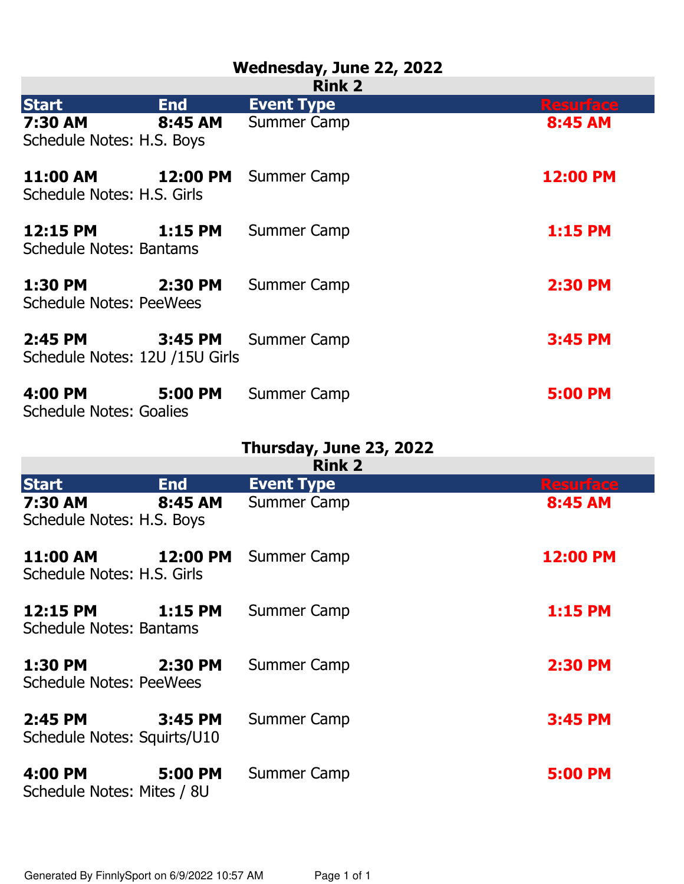## Wednesday, June 22, 2022

### Rink 2

| Start | End | Event Type | Resurface |
|---|---|---|---|
| **7:30 AM** | **8:45 AM** | Summer Camp | **8:45 AM** |
| Schedule Notes: H.S. Boys | | | |
| **11:00 AM** | **12:00 PM** | Summer Camp | **12:00 PM** |
| Schedule Notes: H.S. Girls | | | |
| **12:15 PM** | **1:15 PM** | Summer Camp | **1:15 PM** |
| Schedule Notes: Bantams | | | |
| **1:30 PM** | **2:30 PM** | Summer Camp | **2:30 PM** |
| Schedule Notes: PeeWees | | | |
| **2:45 PM** | **3:45 PM** | Summer Camp | **3:45 PM** |
| Schedule Notes: 12U /15U Girls | | | |
| **4:00 PM** | **5:00 PM** | Summer Camp | **5:00 PM** |
| Schedule Notes: Goalies | | | |

## Thursday, June 23, 2022

### Rink 2

| Start | End | Event Type | Resurface |
|---|---|---|---|
| **7:30 AM** | **8:45 AM** | Summer Camp | **8:45 AM** |
| Schedule Notes: H.S. Boys | | | |
| **11:00 AM** | **12:00 PM** | Summer Camp | **12:00 PM** |
| Schedule Notes: H.S. Girls | | | |
| **12:15 PM** | **1:15 PM** | Summer Camp | **1:15 PM** |
| Schedule Notes: Bantams | | | |
| **1:30 PM** | **2:30 PM** | Summer Camp | **2:30 PM** |
| Schedule Notes: PeeWees | | | |
| **2:45 PM** | **3:45 PM** | Summer Camp | **3:45 PM** |
| Schedule Notes: Squirts/U10 | | | |
| **4:00 PM** | **5:00 PM** | Summer Camp | **5:00 PM** |
| Schedule Notes: Mites / 8U | | | |

Generated By FinnlySport on 6/9/2022 10:57 AM